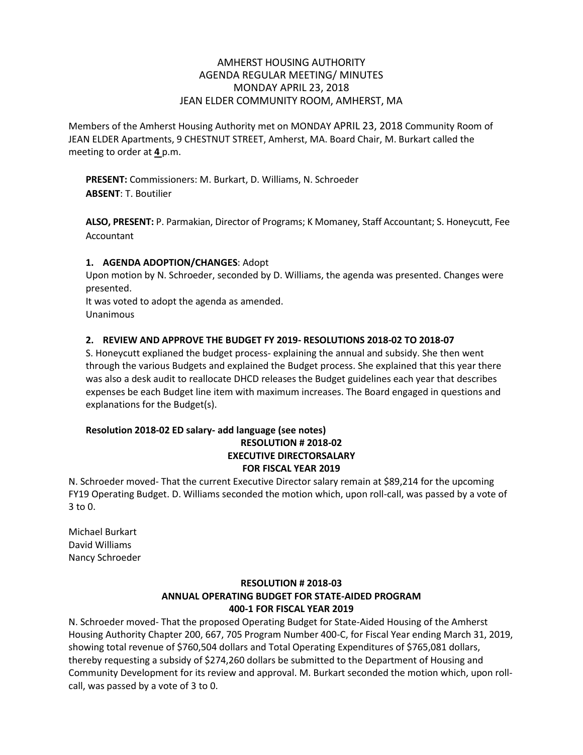# AMHERST HOUSING AUTHORITY
## AGENDA REGULAR MEETING/ MINUTES
## MONDAY APRIL 23, 2018
## JEAN ELDER COMMUNITY ROOM, AMHERST, MA

Members of the Amherst Housing Authority met on MONDAY APRIL 23, 2018 Community Room of JEAN ELDER Apartments, 9 CHESTNUT STREET, Amherst, MA. Board Chair, M. Burkart called the meeting to order at **4** p.m.

**PRESENT:** Commissioners: M. Burkart, D. Williams, N. Schroeder
**ABSENT**: T. Boutilier

**ALSO, PRESENT:** P. Parmakian, Director of Programs; K Momaney, Staff Accountant; S. Honeycutt, Fee Accountant

**1. AGENDA ADOPTION/CHANGES**: Adopt

Upon motion by N. Schroeder, seconded by D. Williams, the agenda was presented. Changes were presented.
It was voted to adopt the agenda as amended.
Unanimous

**2. REVIEW AND APPROVE THE BUDGET FY 2019- RESOLUTIONS 2018-02 TO 2018-07**

S. Honeycutt explained the budget process- explaining the annual and subsidy. She then went through the various Budgets and explained the Budget process. She explained that this year there was also a desk audit to reallocate DHCD releases the Budget guidelines each year that describes expenses be each Budget line item with maximum increases. The Board engaged in questions and explanations for the Budget(s).

**Resolution 2018-02 ED salary- add language (see notes)**

**RESOLUTION # 2018-02**
**EXECUTIVE DIRECTORSALARY**
**FOR FISCAL YEAR 2019**

N. Schroeder moved- That the current Executive Director salary remain at $89,214 for the upcoming FY19 Operating Budget. D. Williams seconded the motion which, upon roll-call, was passed by a vote of 3 to 0.

Michael Burkart
David Williams
Nancy Schroeder

**RESOLUTION # 2018-03**
**ANNUAL OPERATING BUDGET FOR STATE-AIDED PROGRAM**
**400-1 FOR FISCAL YEAR 2019**

N. Schroeder moved- That the proposed Operating Budget for State-Aided Housing of the Amherst Housing Authority Chapter 200, 667, 705 Program Number 400-C, for Fiscal Year ending March 31, 2019, showing total revenue of $760,504 dollars and Total Operating Expenditures of $765,081 dollars, thereby requesting a subsidy of $274,260 dollars be submitted to the Department of Housing and Community Development for its review and approval. M. Burkart seconded the motion which, upon roll-call, was passed by a vote of 3 to 0.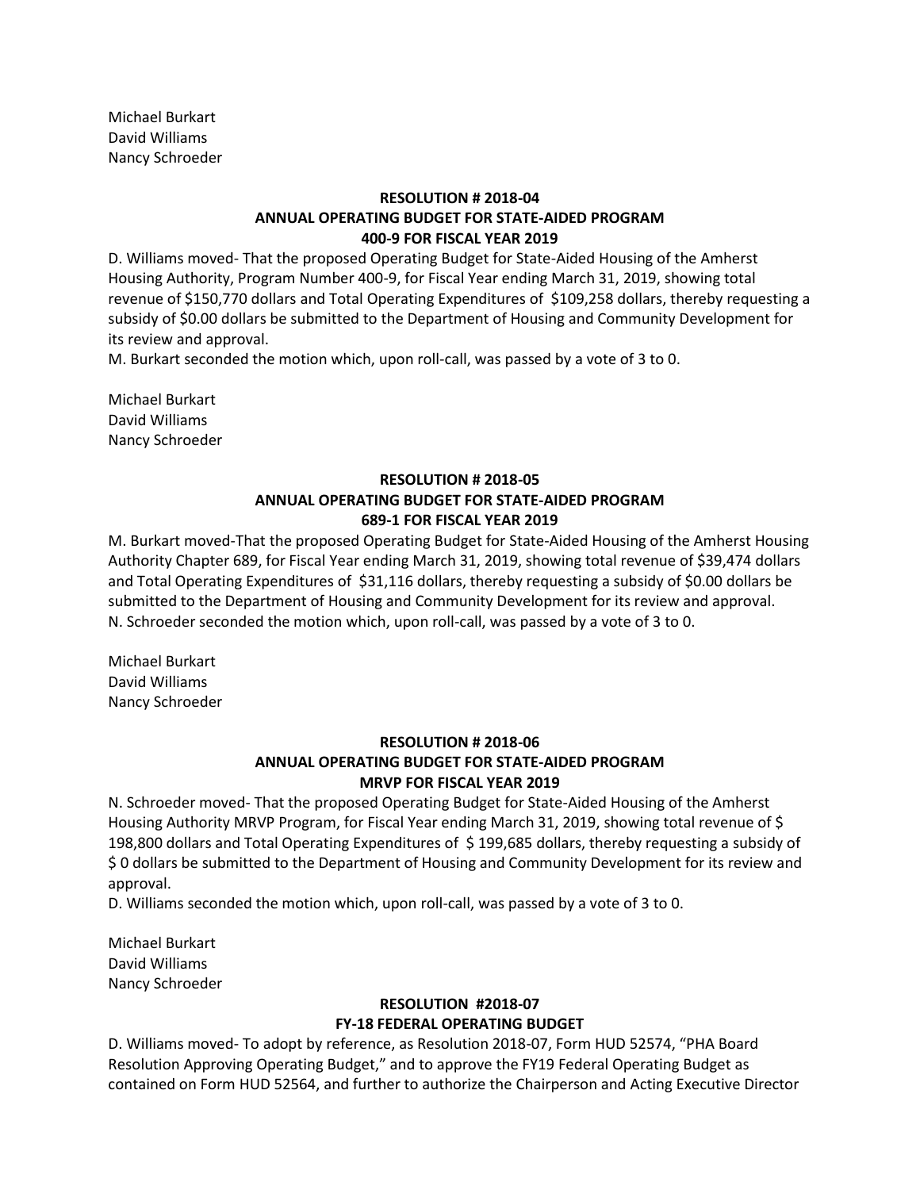Michael Burkart
David Williams
Nancy Schroeder

**RESOLUTION # 2018-04**
**ANNUAL OPERATING BUDGET FOR STATE-AIDED PROGRAM**
**400-9 FOR FISCAL YEAR 2019**

D. Williams moved- That the proposed Operating Budget for State-Aided Housing of the Amherst Housing Authority, Program Number 400-9, for Fiscal Year ending March 31, 2019, showing total revenue of $150,770 dollars and Total Operating Expenditures of $109,258 dollars, thereby requesting a subsidy of $0.00 dollars be submitted to the Department of Housing and Community Development for its review and approval.
M. Burkart seconded the motion which, upon roll-call, was passed by a vote of 3 to 0.

Michael Burkart
David Williams
Nancy Schroeder

**RESOLUTION # 2018-05**
**ANNUAL OPERATING BUDGET FOR STATE-AIDED PROGRAM**
**689-1 FOR FISCAL YEAR 2019**

M. Burkart moved-That the proposed Operating Budget for State-Aided Housing of the Amherst Housing Authority Chapter 689, for Fiscal Year ending March 31, 2019, showing total revenue of $39,474 dollars and Total Operating Expenditures of $31,116 dollars, thereby requesting a subsidy of $0.00 dollars be submitted to the Department of Housing and Community Development for its review and approval.
N. Schroeder seconded the motion which, upon roll-call, was passed by a vote of 3 to 0.

Michael Burkart
David Williams
Nancy Schroeder

**RESOLUTION # 2018-06**
**ANNUAL OPERATING BUDGET FOR STATE-AIDED PROGRAM**
**MRVP FOR FISCAL YEAR 2019**

N. Schroeder moved- That the proposed Operating Budget for State-Aided Housing of the Amherst Housing Authority MRVP Program, for Fiscal Year ending March 31, 2019, showing total revenue of $ 198,800 dollars and Total Operating Expenditures of $ 199,685 dollars, thereby requesting a subsidy of $ 0 dollars be submitted to the Department of Housing and Community Development for its review and approval.
D. Williams seconded the motion which, upon roll-call, was passed by a vote of 3 to 0.

Michael Burkart
David Williams
Nancy Schroeder

**RESOLUTION #2018-07**
**FY-18 FEDERAL OPERATING BUDGET**

D. Williams moved- To adopt by reference, as Resolution 2018-07, Form HUD 52574, "PHA Board Resolution Approving Operating Budget," and to approve the FY19 Federal Operating Budget as contained on Form HUD 52564, and further to authorize the Chairperson and Acting Executive Director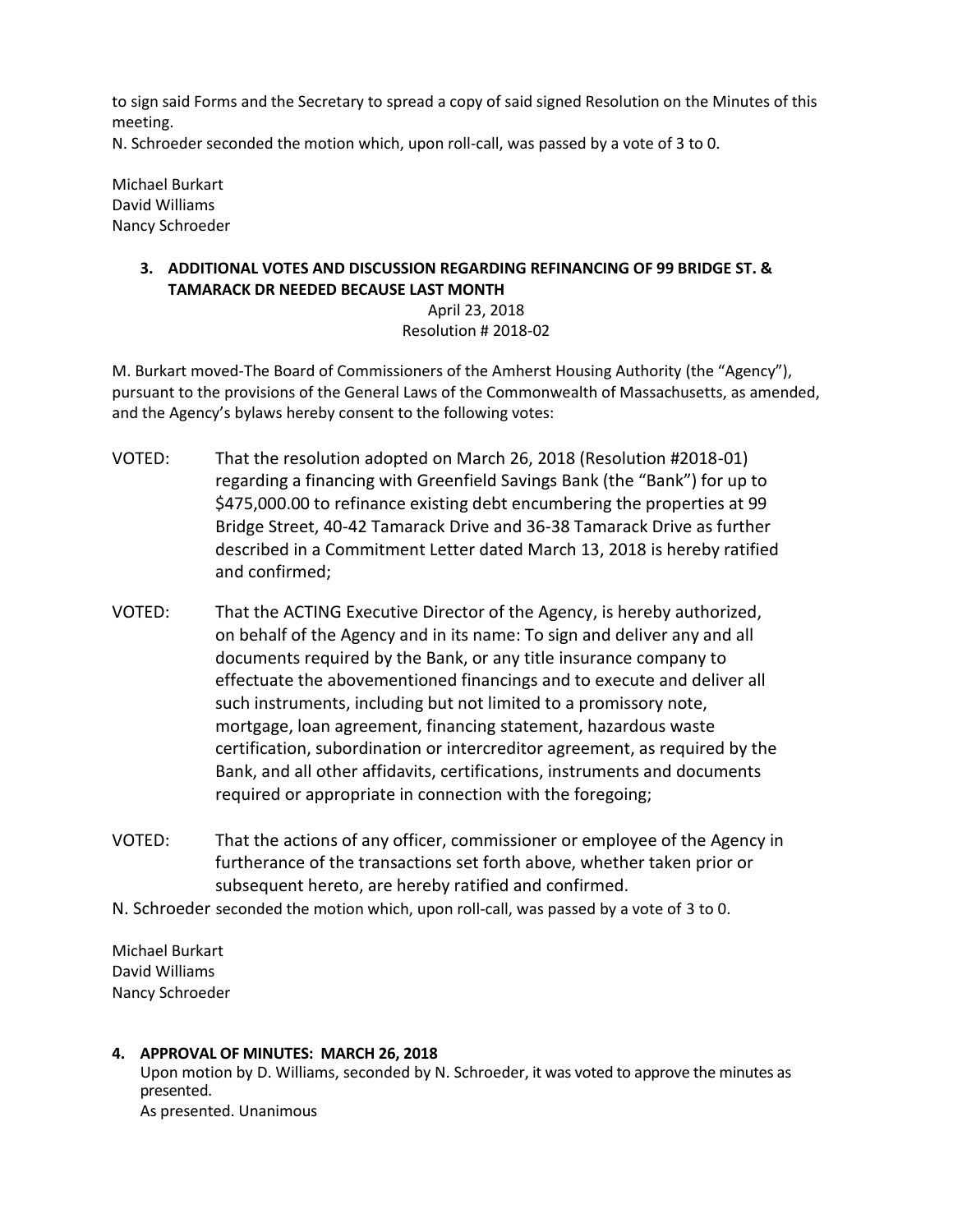to sign said Forms and the Secretary to spread a copy of said signed Resolution on the Minutes of this meeting.
N. Schroeder seconded the motion which, upon roll-call, was passed by a vote of 3 to 0.

Michael Burkart
David Williams
Nancy Schroeder

### 3. ADDITIONAL VOTES AND DISCUSSION REGARDING REFINANCING OF 99 BRIDGE ST. & TAMARACK DR NEEDED BECAUSE LAST MONTH

April 23, 2018
Resolution # 2018-02

M. Burkart moved-The Board of Commissioners of the Amherst Housing Authority (the "Agency"), pursuant to the provisions of the General Laws of the Commonwealth of Massachusetts, as amended, and the Agency's bylaws hereby consent to the following votes:

VOTED: That the resolution adopted on March 26, 2018 (Resolution #2018-01) regarding a financing with Greenfield Savings Bank (the "Bank") for up to $475,000.00 to refinance existing debt encumbering the properties at 99 Bridge Street, 40-42 Tamarack Drive and 36-38 Tamarack Drive as further described in a Commitment Letter dated March 13, 2018 is hereby ratified and confirmed;

VOTED: That the ACTING Executive Director of the Agency, is hereby authorized, on behalf of the Agency and in its name: To sign and deliver any and all documents required by the Bank, or any title insurance company to effectuate the abovementioned financings and to execute and deliver all such instruments, including but not limited to a promissory note, mortgage, loan agreement, financing statement, hazardous waste certification, subordination or intercreditor agreement, as required by the Bank, and all other affidavits, certifications, instruments and documents required or appropriate in connection with the foregoing;

VOTED: That the actions of any officer, commissioner or employee of the Agency in furtherance of the transactions set forth above, whether taken prior or subsequent hereto, are hereby ratified and confirmed.

N. Schroeder seconded the motion which, upon roll-call, was passed by a vote of 3 to 0.

Michael Burkart
David Williams
Nancy Schroeder

### 4. APPROVAL OF MINUTES: MARCH 26, 2018

Upon motion by D. Williams, seconded by N. Schroeder, it was voted to approve the minutes as presented.
As presented. Unanimous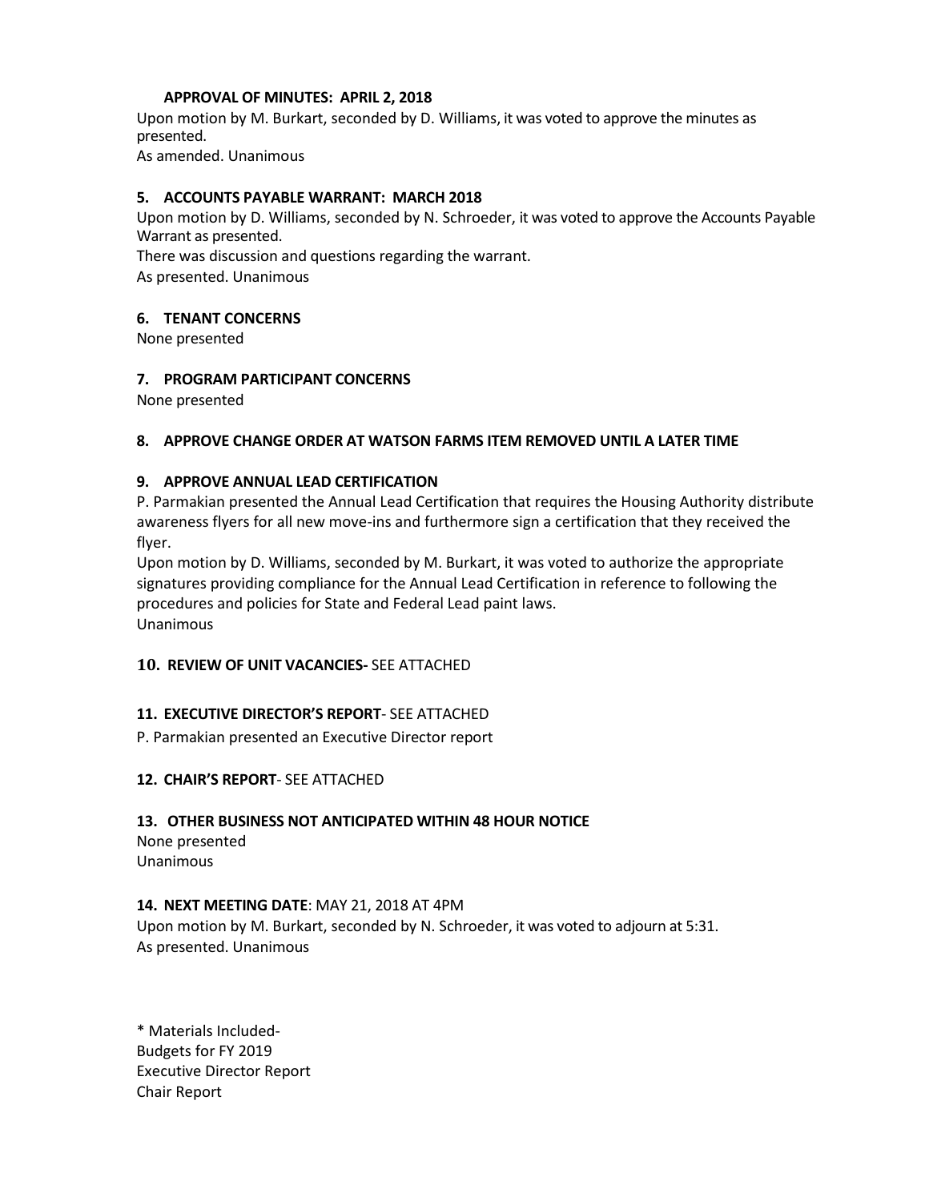**APPROVAL OF MINUTES: APRIL 2, 2018**

Upon motion by M. Burkart, seconded by D. Williams, it was voted to approve the minutes as presented.

As amended. Unanimous

**5. ACCOUNTS PAYABLE WARRANT: MARCH 2018**

Upon motion by D. Williams, seconded by N. Schroeder, it was voted to approve the Accounts Payable Warrant as presented.

There was discussion and questions regarding the warrant.

As presented. Unanimous

**6. TENANT CONCERNS**

None presented

**7. PROGRAM PARTICIPANT CONCERNS**

None presented

**8. APPROVE CHANGE ORDER AT WATSON FARMS ITEM REMOVED UNTIL A LATER TIME**

**9. APPROVE ANNUAL LEAD CERTIFICATION**

P. Parmakian presented the Annual Lead Certification that requires the Housing Authority distribute awareness flyers for all new move-ins and furthermore sign a certification that they received the flyer.

Upon motion by D. Williams, seconded by M. Burkart, it was voted to authorize the appropriate signatures providing compliance for the Annual Lead Certification in reference to following the procedures and policies for State and Federal Lead paint laws.

Unanimous

**10. REVIEW OF UNIT VACANCIES-** SEE ATTACHED

**11. EXECUTIVE DIRECTOR'S REPORT**- SEE ATTACHED

P. Parmakian presented an Executive Director report

**12. CHAIR'S REPORT**- SEE ATTACHED

**13. OTHER BUSINESS NOT ANTICIPATED WITHIN 48 HOUR NOTICE**

None presented

Unanimous

**14. NEXT MEETING DATE**: MAY 21, 2018 AT 4PM

Upon motion by M. Burkart, seconded by N. Schroeder, it was voted to adjourn at 5:31.

As presented. Unanimous

\* Materials Included-

Budgets for FY 2019

Executive Director Report

Chair Report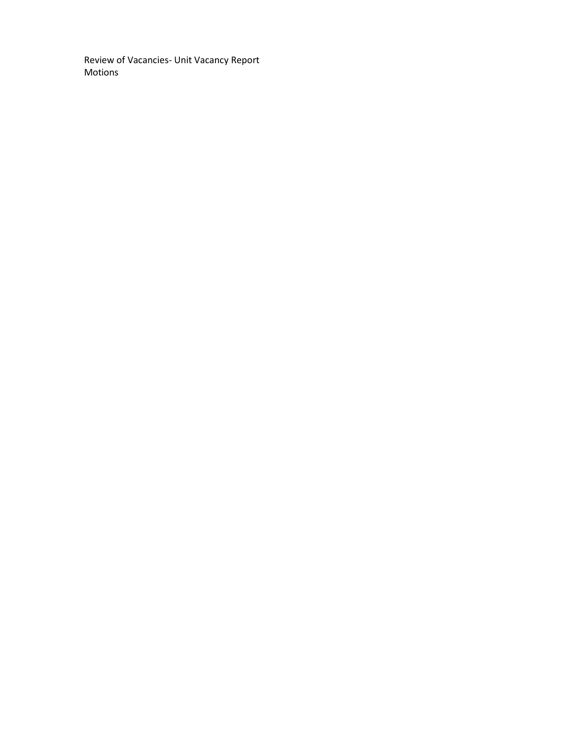Review of Vacancies- Unit Vacancy Report
Motions